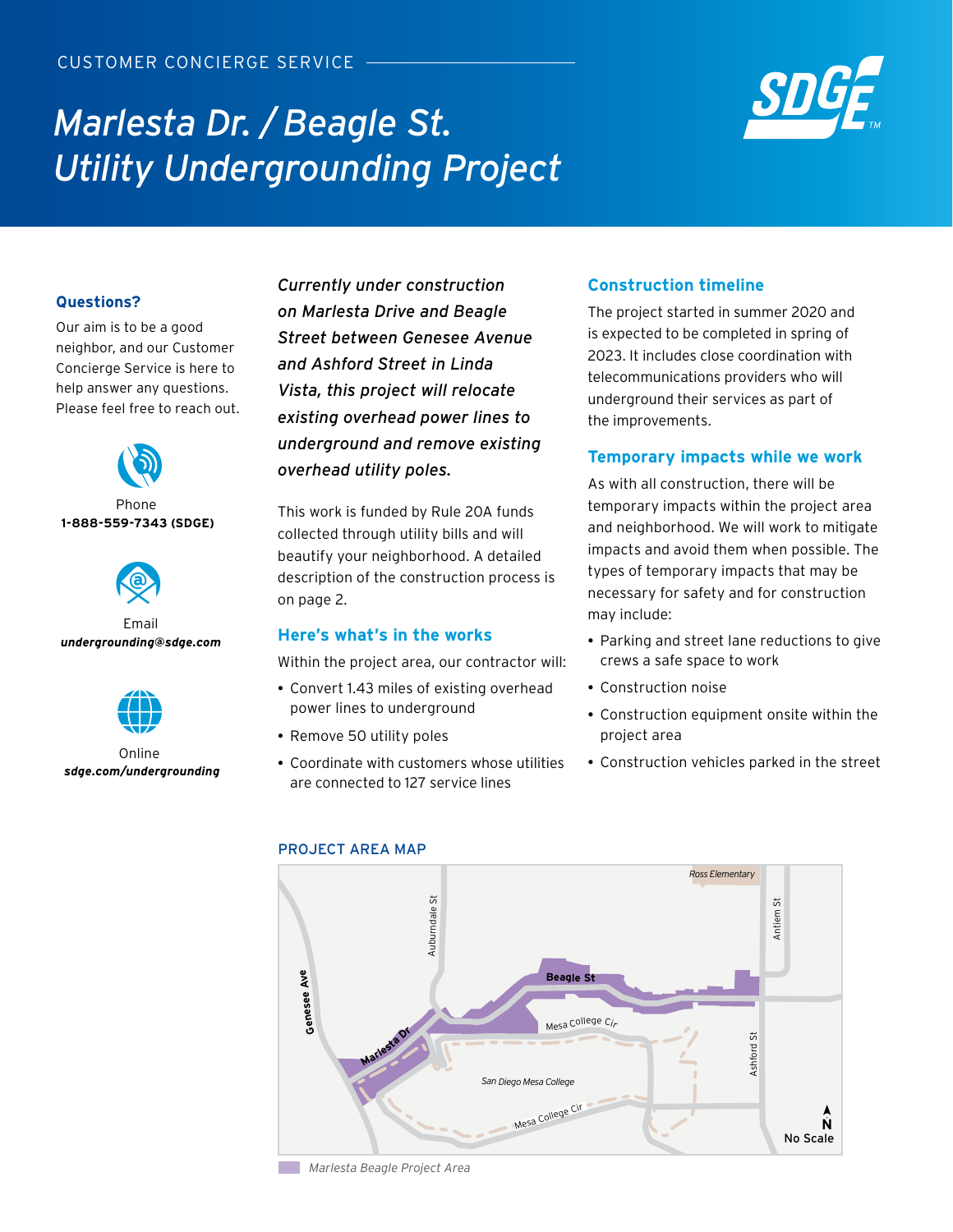CUSTOMER CONCIERGE SERVICE

# *Marlesta Dr. / Beagle St. Utility Undergrounding Project*

### Questions?

Our aim is to be a good neighbor, and our Customer Concierge Service is here to help answer any questions. Please feel free to reach out.

Phone
**1-888-559-7343 (SDGE)**

Email
***undergrounding@sdge.com***

Online
***sdge.com/undergrounding***

*Currently under construction on Marlesta Drive and Beagle Street between Genesee Avenue and Ashford Street in Linda Vista, this project will relocate existing overhead power lines to underground and remove existing overhead utility poles.*

This work is funded by Rule 20A funds collected through utility bills and will beautify your neighborhood. A detailed description of the construction process is on page 2.

### Here's what's in the works

Within the project area, our contractor will:

- Convert 1.43 miles of existing overhead power lines to underground
- Remove 50 utility poles
- Coordinate with customers whose utilities are connected to 127 service lines

### Construction timeline

The project started in summer 2020 and is expected to be completed in spring of 2023. It includes close coordination with telecommunications providers who will underground their services as part of the improvements.

### Temporary impacts while we work

As with all construction, there will be temporary impacts within the project area and neighborhood. We will work to mitigate impacts and avoid them when possible. The types of temporary impacts that may be necessary for safety and for construction may include:

- Parking and street lane reductions to give crews a safe space to work
- Construction noise
- Construction equipment onsite within the project area
- Construction vehicles parked in the street

PROJECT AREA MAP

*Marlesta Beagle Project Area*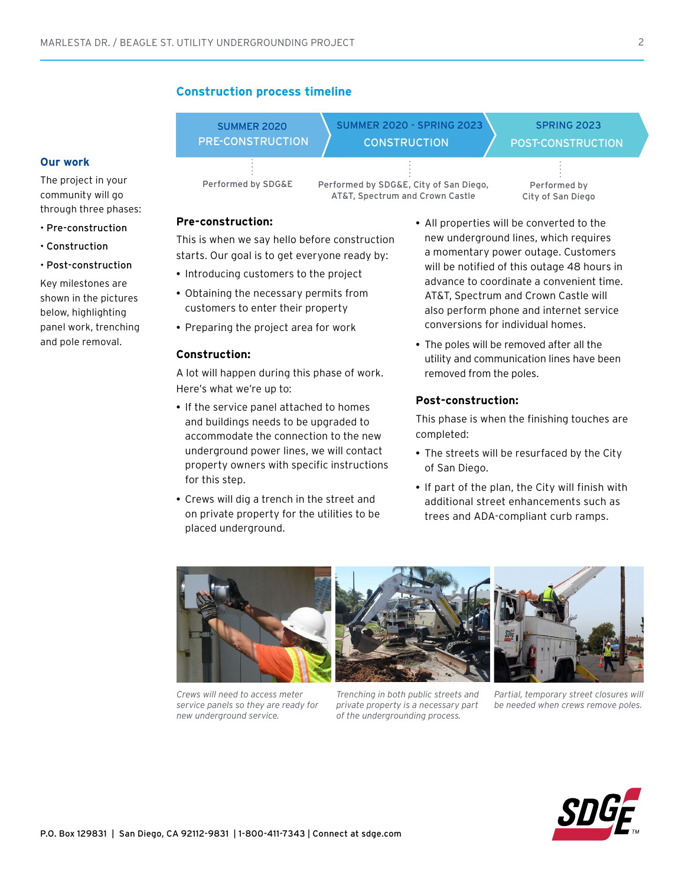## Construction process timeline

**SUMMER 2020 — PRE-CONSTRUCTION**
Performed by SDG&E

**SUMMER 2020 - SPRING 2023 — CONSTRUCTION**
Performed by SDG&E, City of San Diego, AT&T, Spectrum and Crown Castle

**SPRING 2023 — POST-CONSTRUCTION**
Performed by City of San Diego

### Our work

The project in your community will go through three phases:

- Pre-construction
- Construction
- Post-construction

Key milestones are shown in the pictures below, highlighting panel work, trenching and pole removal.

### Pre-construction:

This is when we say hello before construction starts. Our goal is to get everyone ready by:

- Introducing customers to the project
- Obtaining the necessary permits from customers to enter their property
- Preparing the project area for work

### Construction:

A lot will happen during this phase of work. Here's what we're up to:

- If the service panel attached to homes and buildings needs to be upgraded to accommodate the connection to the new underground power lines, we will contact property owners with specific instructions for this step.
- Crews will dig a trench in the street and on private property for the utilities to be placed underground.
- All properties will be converted to the new underground lines, which requires a momentary power outage. Customers will be notified of this outage 48 hours in advance to coordinate a convenient time. AT&T, Spectrum and Crown Castle will also perform phone and internet service conversions for individual homes.
- The poles will be removed after all the utility and communication lines have been removed from the poles.

### Post-construction:

This phase is when the finishing touches are completed:

- The streets will be resurfaced by the City of San Diego.
- If part of the plan, the City will finish with additional street enhancements such as trees and ADA-compliant curb ramps.

*Crews will need to access meter service panels so they are ready for new underground service.*

*Trenching in both public streets and private property is a necessary part of the undergrounding process.*

*Partial, temporary street closures will be needed when crews remove poles.*

P.O. Box 129831 | San Diego, CA 92112-9831 | 1-800-411-7343 | Connect at sdge.com